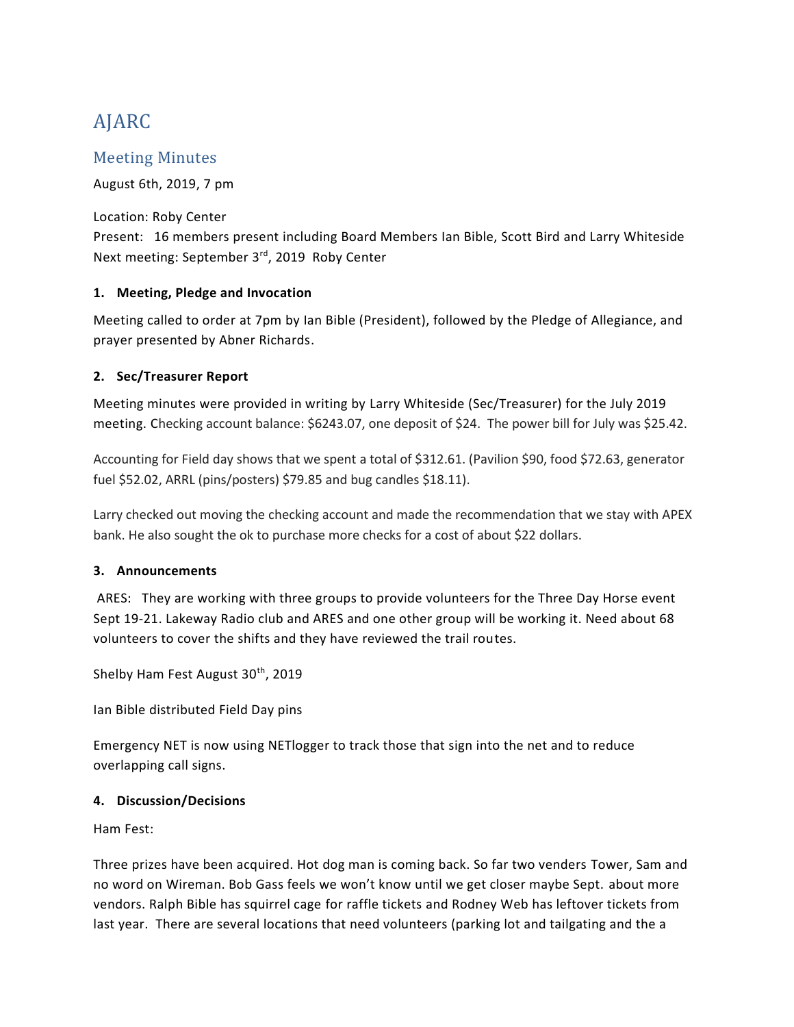# AJARC

## Meeting Minutes

August 6th, 2019, 7 pm

Location: Roby Center
Present: 16 members present including Board Members Ian Bible, Scott Bird and Larry Whiteside
Next meeting: September 3rd, 2019 Roby Center

### 1. Meeting, Pledge and Invocation

Meeting called to order at 7pm by Ian Bible (President), followed by the Pledge of Allegiance, and prayer presented by Abner Richards.

### 2. Sec/Treasurer Report

Meeting minutes were provided in writing by Larry Whiteside (Sec/Treasurer) for the July 2019 meeting. Checking account balance: $6243.07, one deposit of $24. The power bill for July was $25.42.

Accounting for Field day shows that we spent a total of $312.61. (Pavilion $90, food $72.63, generator fuel $52.02, ARRL (pins/posters) $79.85 and bug candles $18.11).

Larry checked out moving the checking account and made the recommendation that we stay with APEX bank. He also sought the ok to purchase more checks for a cost of about $22 dollars.

### 3. Announcements

ARES: They are working with three groups to provide volunteers for the Three Day Horse event Sept 19-21. Lakeway Radio club and ARES and one other group will be working it. Need about 68 volunteers to cover the shifts and they have reviewed the trail routes.

Shelby Ham Fest August 30th, 2019

Ian Bible distributed Field Day pins

Emergency NET is now using NETlogger to track those that sign into the net and to reduce overlapping call signs.

### 4. Discussion/Decisions

Ham Fest:

Three prizes have been acquired. Hot dog man is coming back. So far two venders Tower, Sam and no word on Wireman. Bob Gass feels we won't know until we get closer maybe Sept. about more vendors. Ralph Bible has squirrel cage for raffle tickets and Rodney Web has leftover tickets from last year. There are several locations that need volunteers (parking lot and tailgating and the a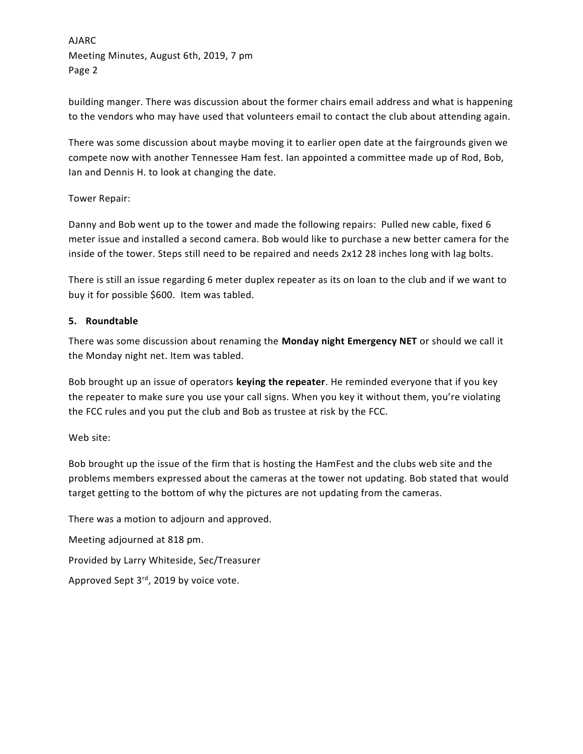building manger. There was discussion about the former chairs email address and what is happening to the vendors who may have used that volunteers email to contact the club about attending again.

There was some discussion about maybe moving it to earlier open date at the fairgrounds given we compete now with another Tennessee Ham fest. Ian appointed a committee made up of Rod, Bob, Ian and Dennis H. to look at changing the date.

Tower Repair:

Danny and Bob went up to the tower and made the following repairs: Pulled new cable, fixed 6 meter issue and installed a second camera. Bob would like to purchase a new better camera for the inside of the tower. Steps still need to be repaired and needs 2x12 28 inches long with lag bolts.

There is still an issue regarding 6 meter duplex repeater as its on loan to the club and if we want to buy it for possible $600. Item was tabled.

**5. Roundtable**

There was some discussion about renaming the **Monday night Emergency NET** or should we call it the Monday night net. Item was tabled.

Bob brought up an issue of operators **keying the repeater**. He reminded everyone that if you key the repeater to make sure you use your call signs. When you key it without them, you're violating the FCC rules and you put the club and Bob as trustee at risk by the FCC.

Web site:

Bob brought up the issue of the firm that is hosting the HamFest and the clubs web site and the problems members expressed about the cameras at the tower not updating. Bob stated that would target getting to the bottom of why the pictures are not updating from the cameras.

There was a motion to adjourn and approved.

Meeting adjourned at 818 pm.

Provided by Larry Whiteside, Sec/Treasurer

Approved Sept 3rd, 2019 by voice vote.